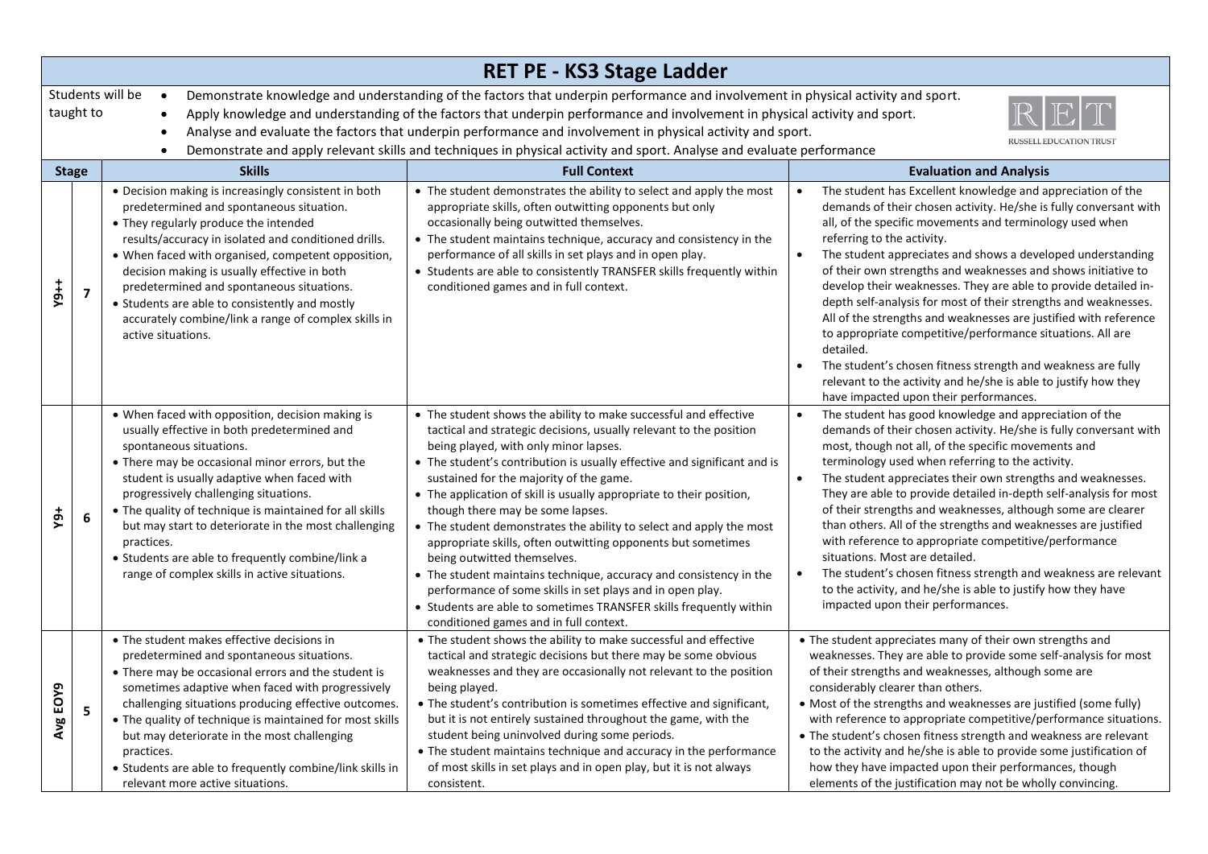# RET PE - KS3 Stage Ladder

Students will be taught to

- Demonstrate knowledge and understanding of the factors that underpin performance and involvement in physical activity and sport.
- Apply knowledge and understanding of the factors that underpin performance and involvement in physical activity and sport.
- Analyse and evaluate the factors that underpin performance and involvement in physical activity and sport.
- Demonstrate and apply relevant skills and techniques in physical activity and sport. Analyse and evaluate performance

RET RUSSELL EDUCATION TRUST

| Stage | | Skills | Full Context | Evaluation and Analysis |
|---|---|---|---|---|
| Y9++ | 7 | • Decision making is increasingly consistent in both predetermined and spontaneous situation.<br>• They regularly produce the intended results/accuracy in isolated and conditioned drills.<br>• When faced with organised, competent opposition, decision making is usually effective in both predetermined and spontaneous situations.<br>• Students are able to consistently and mostly accurately combine/link a range of complex skills in active situations. | • The student demonstrates the ability to select and apply the most appropriate skills, often outwitting opponents but only occasionally being outwitted themselves.<br>• The student maintains technique, accuracy and consistency in the performance of all skills in set plays and in open play.<br>• Students are able to consistently TRANSFER skills frequently within conditioned games and in full context. | • The student has Excellent knowledge and appreciation of the demands of their chosen activity. He/she is fully conversant with all, of the specific movements and terminology used when referring to the activity.<br>• The student appreciates and shows a developed understanding of their own strengths and weaknesses and shows initiative to develop their weaknesses. They are able to provide detailed in-depth self-analysis for most of their strengths and weaknesses. All of the strengths and weaknesses are justified with reference to appropriate competitive/performance situations. All are detailed.<br>• The student's chosen fitness strength and weakness are fully relevant to the activity and he/she is able to justify how they have impacted upon their performances. |
| Y9+ | 6 | • When faced with opposition, decision making is usually effective in both predetermined and spontaneous situations.<br>• There may be occasional minor errors, but the student is usually adaptive when faced with progressively challenging situations.<br>• The quality of technique is maintained for all skills but may start to deteriorate in the most challenging practices.<br>• Students are able to frequently combine/link a range of complex skills in active situations. | • The student shows the ability to make successful and effective tactical and strategic decisions, usually relevant to the position being played, with only minor lapses.<br>• The student's contribution is usually effective and significant and is sustained for the majority of the game.<br>• The application of skill is usually appropriate to their position, though there may be some lapses.<br>• The student demonstrates the ability to select and apply the most appropriate skills, often outwitting opponents but sometimes being outwitted themselves.<br>• The student maintains technique, accuracy and consistency in the performance of some skills in set plays and in open play.<br>• Students are able to sometimes TRANSFER skills frequently within conditioned games and in full context. | • The student has good knowledge and appreciation of the demands of their chosen activity. He/she is fully conversant with most, though not all, of the specific movements and terminology used when referring to the activity.<br>• The student appreciates their own strengths and weaknesses. They are able to provide detailed in-depth self-analysis for most of their strengths and weaknesses, although some are clearer than others. All of the strengths and weaknesses are justified with reference to appropriate competitive/performance situations. Most are detailed.<br>• The student's chosen fitness strength and weakness are relevant to the activity, and he/she is able to justify how they have impacted upon their performances. |
| Avg EOY9 | 5 | • The student makes effective decisions in predetermined and spontaneous situations.<br>• There may be occasional errors and the student is sometimes adaptive when faced with progressively challenging situations producing effective outcomes.<br>• The quality of technique is maintained for most skills but may deteriorate in the most challenging practices.<br>• Students are able to frequently combine/link skills in relevant more active situations. | • The student shows the ability to make successful and effective tactical and strategic decisions but there may be some obvious weaknesses and they are occasionally not relevant to the position being played.<br>• The student's contribution is sometimes effective and significant, but it is not entirely sustained throughout the game, with the student being uninvolved during some periods.<br>• The student maintains technique and accuracy in the performance of most skills in set plays and in open play, but it is not always consistent. | • The student appreciates many of their own strengths and weaknesses. They are able to provide some self-analysis for most of their strengths and weaknesses, although some are considerably clearer than others.<br>• Most of the strengths and weaknesses are justified (some fully) with reference to appropriate competitive/performance situations.<br>• The student's chosen fitness strength and weakness are relevant to the activity and he/she is able to provide some justification of how they have impacted upon their performances, though elements of the justification may not be wholly convincing. |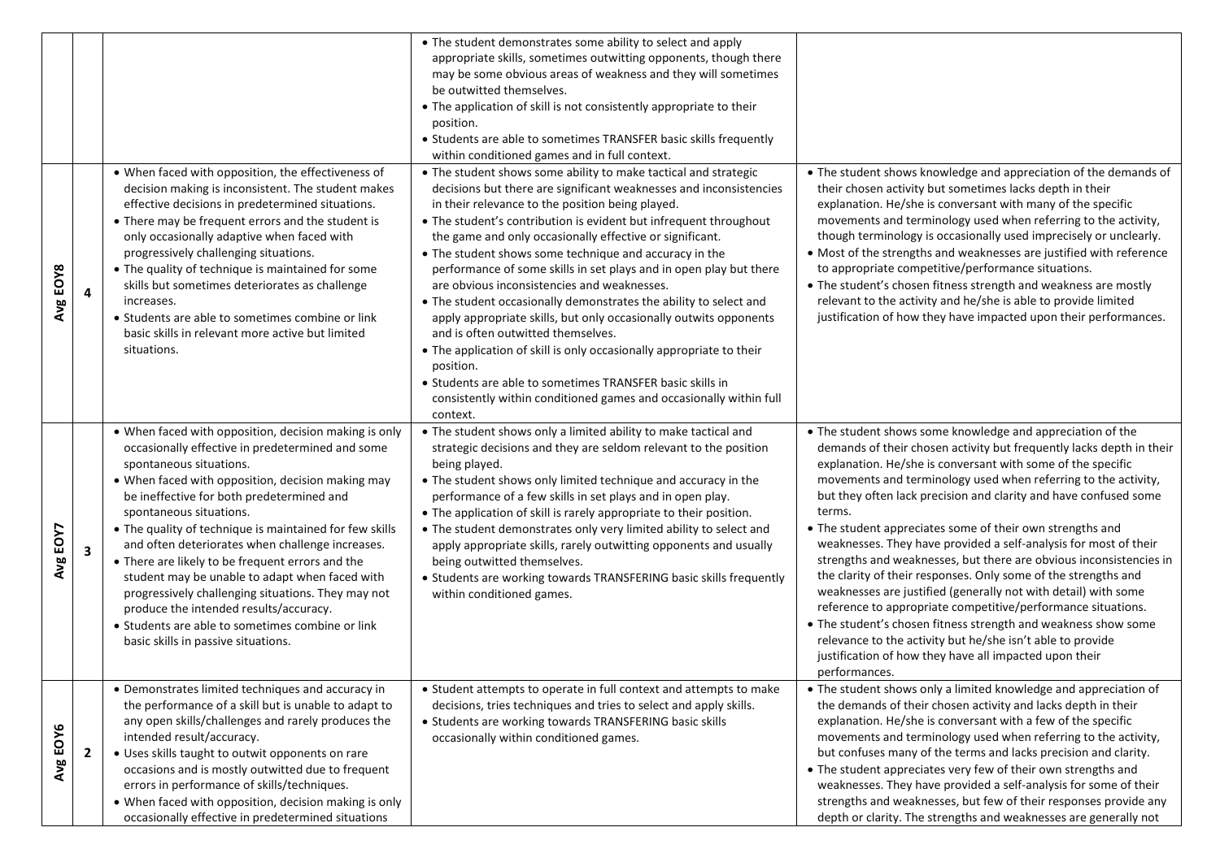| | | | | |
|---|---|---|---|---|
| | | | • The student demonstrates some ability to select and apply appropriate skills, sometimes outwitting opponents, though there may be some obvious areas of weakness and they will sometimes be outwitted themselves.<br>• The application of skill is not consistently appropriate to their position.<br>• Students are able to sometimes TRANSFER basic skills frequently within conditioned games and in full context. | |
| Avg EOY8 | 4 | • When faced with opposition, the effectiveness of decision making is inconsistent. The student makes effective decisions in predetermined situations.<br>• There may be frequent errors and the student is only occasionally adaptive when faced with progressively challenging situations.<br>• The quality of technique is maintained for some skills but sometimes deteriorates as challenge increases.<br>• Students are able to sometimes combine or link basic skills in relevant more active but limited situations. | • The student shows some ability to make tactical and strategic decisions but there are significant weaknesses and inconsistencies in their relevance to the position being played.<br>• The student's contribution is evident but infrequent throughout the game and only occasionally effective or significant.<br>• The student shows some technique and accuracy in the performance of some skills in set plays and in open play but there are obvious inconsistencies and weaknesses.<br>• The student occasionally demonstrates the ability to select and apply appropriate skills, but only occasionally outwits opponents and is often outwitted themselves.<br>• The application of skill is only occasionally appropriate to their position.<br>• Students are able to sometimes TRANSFER basic skills in consistently within conditioned games and occasionally within full context. | • The student shows knowledge and appreciation of the demands of their chosen activity but sometimes lacks depth in their explanation. He/she is conversant with many of the specific movements and terminology used when referring to the activity, though terminology is occasionally used imprecisely or unclearly.<br>• Most of the strengths and weaknesses are justified with reference to appropriate competitive/performance situations.<br>• The student's chosen fitness strength and weakness are mostly relevant to the activity and he/she is able to provide limited justification of how they have impacted upon their performances. |
| Avg EOY7 | 3 | • When faced with opposition, decision making is only occasionally effective in predetermined and some spontaneous situations.<br>• When faced with opposition, decision making may be ineffective for both predetermined and spontaneous situations.<br>• The quality of technique is maintained for few skills and often deteriorates when challenge increases.<br>• There are likely to be frequent errors and the student may be unable to adapt when faced with progressively challenging situations. They may not produce the intended results/accuracy.<br>• Students are able to sometimes combine or link basic skills in passive situations. | • The student shows only a limited ability to make tactical and strategic decisions and they are seldom relevant to the position being played.<br>• The student shows only limited technique and accuracy in the performance of a few skills in set plays and in open play.<br>• The application of skill is rarely appropriate to their position.<br>• The student demonstrates only very limited ability to select and apply appropriate skills, rarely outwitting opponents and usually being outwitted themselves.<br>• Students are working towards TRANSFERING basic skills frequently within conditioned games. | • The student shows some knowledge and appreciation of the demands of their chosen activity but frequently lacks depth in their explanation. He/she is conversant with some of the specific movements and terminology used when referring to the activity, but they often lack precision and clarity and have confused some terms.<br>• The student appreciates some of their own strengths and weaknesses. They have provided a self-analysis for most of their strengths and weaknesses, but there are obvious inconsistencies in the clarity of their responses. Only some of the strengths and weaknesses are justified (generally not with detail) with some reference to appropriate competitive/performance situations.<br>• The student's chosen fitness strength and weakness show some relevance to the activity but he/she isn't able to provide justification of how they have all impacted upon their performances. |
| Avg EOY6 | 2 | • Demonstrates limited techniques and accuracy in the performance of a skill but is unable to adapt to any open skills/challenges and rarely produces the intended result/accuracy.<br>• Uses skills taught to outwit opponents on rare occasions and is mostly outwitted due to frequent errors in performance of skills/techniques.<br>• When faced with opposition, decision making is only occasionally effective in predetermined situations | • Student attempts to operate in full context and attempts to make decisions, tries techniques and tries to select and apply skills.<br>• Students are working towards TRANSFERING basic skills occasionally within conditioned games. | • The student shows only a limited knowledge and appreciation of the demands of their chosen activity and lacks depth in their explanation. He/she is conversant with a few of the specific movements and terminology used when referring to the activity, but confuses many of the terms and lacks precision and clarity.<br>• The student appreciates very few of their own strengths and weaknesses. They have provided a self-analysis for some of their strengths and weaknesses, but few of their responses provide any depth or clarity. The strengths and weaknesses are generally not |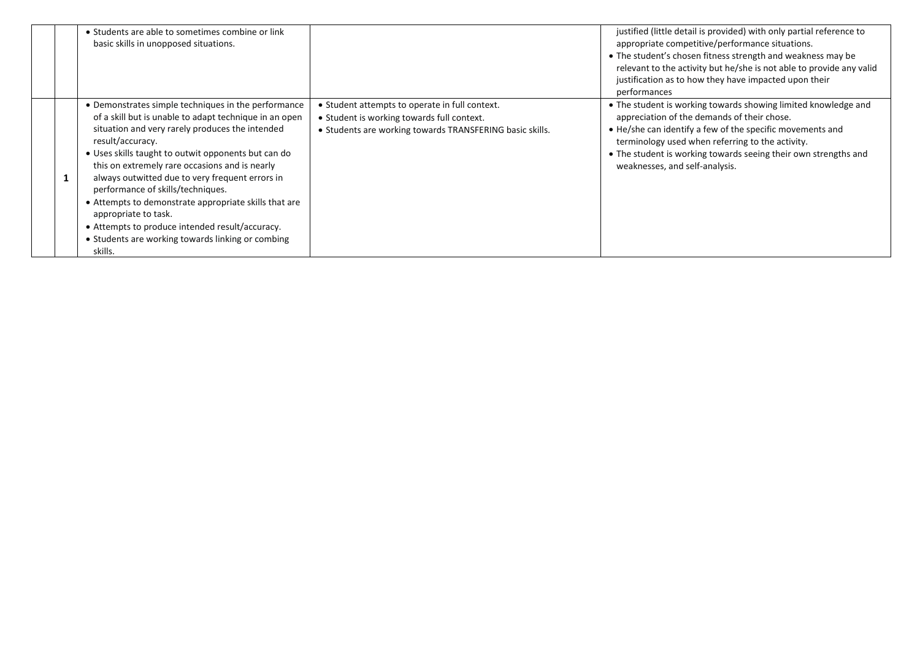| | | | | |
|---|---|---|---|---|
| | | • Students are able to sometimes combine or link basic skills in unopposed situations. | | justified (little detail is provided) with only partial reference to appropriate competitive/performance situations.<br>• The student's chosen fitness strength and weakness may be relevant to the activity but he/she is not able to provide any valid justification as to how they have impacted upon their performances |
| | **1** | • Demonstrates simple techniques in the performance of a skill but is unable to adapt technique in an open situation and very rarely produces the intended result/accuracy.<br>• Uses skills taught to outwit opponents but can do this on extremely rare occasions and is nearly always outwitted due to very frequent errors in performance of skills/techniques.<br>• Attempts to demonstrate appropriate skills that are appropriate to task.<br>• Attempts to produce intended result/accuracy.<br>• Students are working towards linking or combing skills. | • Student attempts to operate in full context.<br>• Student is working towards full context.<br>• Students are working towards TRANSFERING basic skills. | • The student is working towards showing limited knowledge and appreciation of the demands of their chose.<br>• He/she can identify a few of the specific movements and terminology used when referring to the activity.<br>• The student is working towards seeing their own strengths and weaknesses, and self-analysis. |